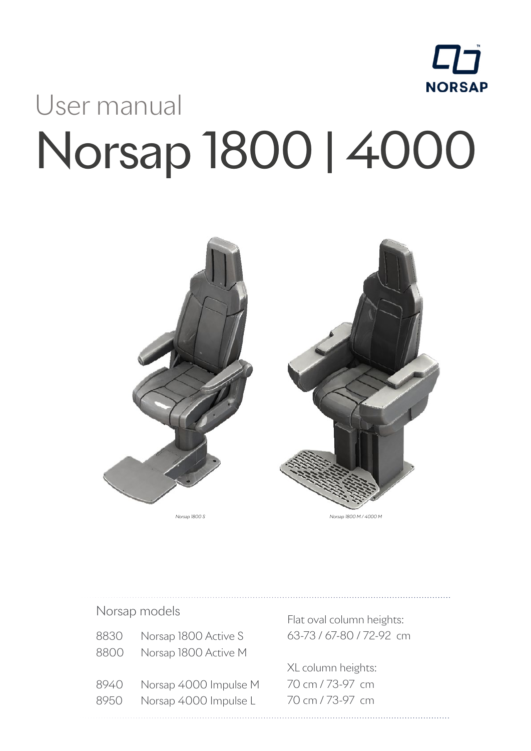User manual

# Norsap 1800 | 4000

*Norsap 1800 S*

*Norsap 1800 M / 4000 M*

## Norsap models

| | | |
|---|---|---|
| 8830 | Norsap 1800 Active S | Flat oval column heights: 63-73 / 67-80 / 72-92 cm |
| 8800 | Norsap 1800 Active M | |
| 8940 | Norsap 4000 Impulse M | XL column heights: 70 cm / 73-97 cm |
| 8950 | Norsap 4000 Impulse L | 70 cm / 73-97 cm |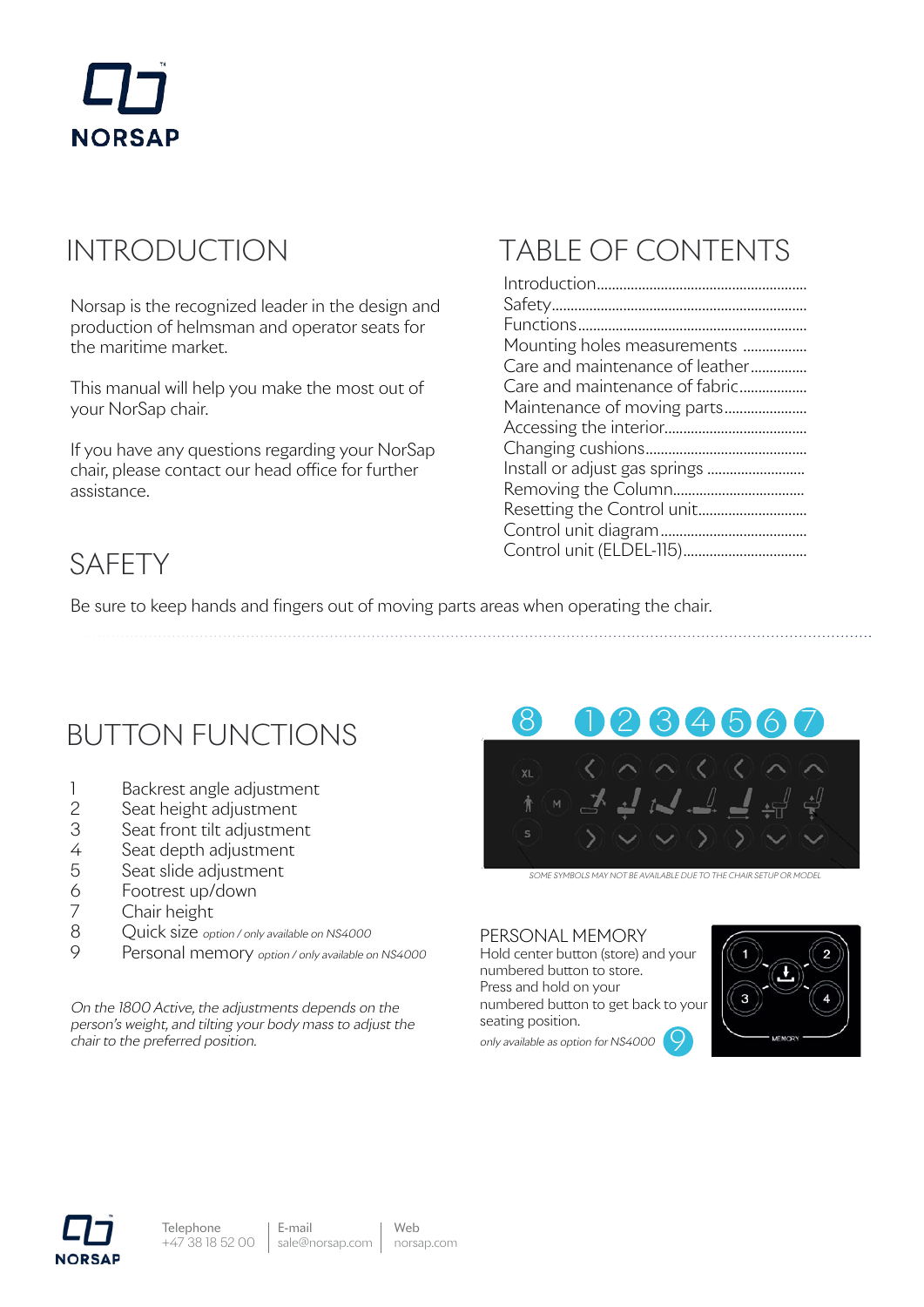NORSAP

# INTRODUCTION

Norsap is the recognized leader in the design and production of helmsman and operator seats for the maritime market.

This manual will help you make the most out of your NorSap chair.

If you have any questions regarding your NorSap chair, please contact our head office for further assistance.

# TABLE OF CONTENTS

- Introduction
- Safety
- Functions
- Mounting holes measurements
- Care and maintenance of leather
- Care and maintenance of fabric
- Maintenance of moving parts
- Accessing the interior
- Changing cushions
- Install or adjust gas springs
- Removing the Column
- Resetting the Control unit
- Control unit diagram
- Control unit (ELDEL-115)

# SAFETY

Be sure to keep hands and fingers out of moving parts areas when operating the chair.

# BUTTON FUNCTIONS

1. Backrest angle adjustment
2. Seat height adjustment
3. Seat front tilt adjustment
4. Seat depth adjustment
5. Seat slide adjustment
6. Footrest up/down
7. Chair height
8. Quick size *option / only available on NS4000*
9. Personal memory *option / only available on NS4000*

*On the 1800 Active, the adjustments depends on the person's weight, and tilting your body mass to adjust the chair to the preferred position.*

8 1 2 3 4 5 6 7

XL M S

SOME SYMBOLS MAY NOT BE AVAILABLE DUE TO THE CHAIR SETUP OR MODEL

## PERSONAL MEMORY

Hold center button (store) and your numbered button to store.
Press and hold on your numbered button to get back to your seating position.

*only available as option for NS4000* 9

1 2 3 4 MEMORY

Telephone +47 38 18 52 00 | E-mail sale@norsap.com | Web norsap.com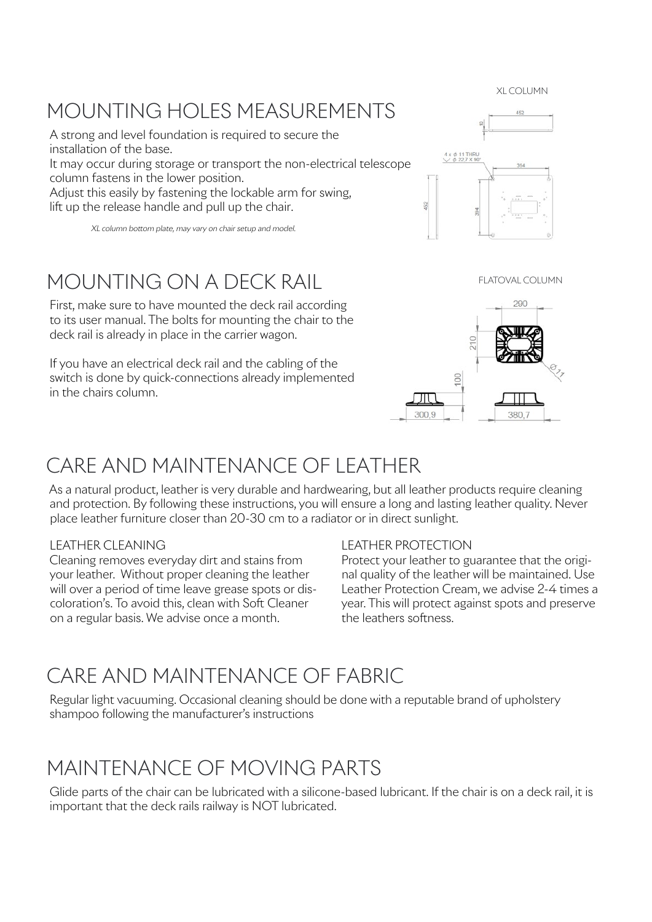## MOUNTING HOLES MEASUREMENTS

A strong and level foundation is required to secure the installation of the base.
It may occur during storage or transport the non-electrical telescope column fastens in the lower position.
Adjust this easily by fastening the lockable arm for swing, lift up the release handle and pull up the chair.

*XL column bottom plate, may vary on chair setup and model.*

XL COLUMN

## MOUNTING ON A DECK RAIL

First, make sure to have mounted the deck rail according to its user manual. The bolts for mounting the chair to the deck rail is already in place in the carrier wagon.

If you have an electrical deck rail and the cabling of the switch is done by quick-connections already implemented in the chairs column.

FLATOVAL COLUMN

## CARE AND MAINTENANCE OF LEATHER

As a natural product, leather is very durable and hardwearing, but all leather products require cleaning and protection. By following these instructions, you will ensure a long and lasting leather quality. Never place leather furniture closer than 20-30 cm to a radiator or in direct sunlight.

### LEATHER CLEANING

Cleaning removes everyday dirt and stains from your leather. Without proper cleaning the leather will over a period of time leave grease spots or discoloration's. To avoid this, clean with Soft Cleaner on a regular basis. We advise once a month.

### LEATHER PROTECTION

Protect your leather to guarantee that the original quality of the leather will be maintained. Use Leather Protection Cream, we advise 2-4 times a year. This will protect against spots and preserve the leathers softness.

## CARE AND MAINTENANCE OF FABRIC

Regular light vacuuming. Occasional cleaning should be done with a reputable brand of upholstery shampoo following the manufacturer's instructions

## MAINTENANCE OF MOVING PARTS

Glide parts of the chair can be lubricated with a silicone-based lubricant. If the chair is on a deck rail, it is important that the deck rails railway is NOT lubricated.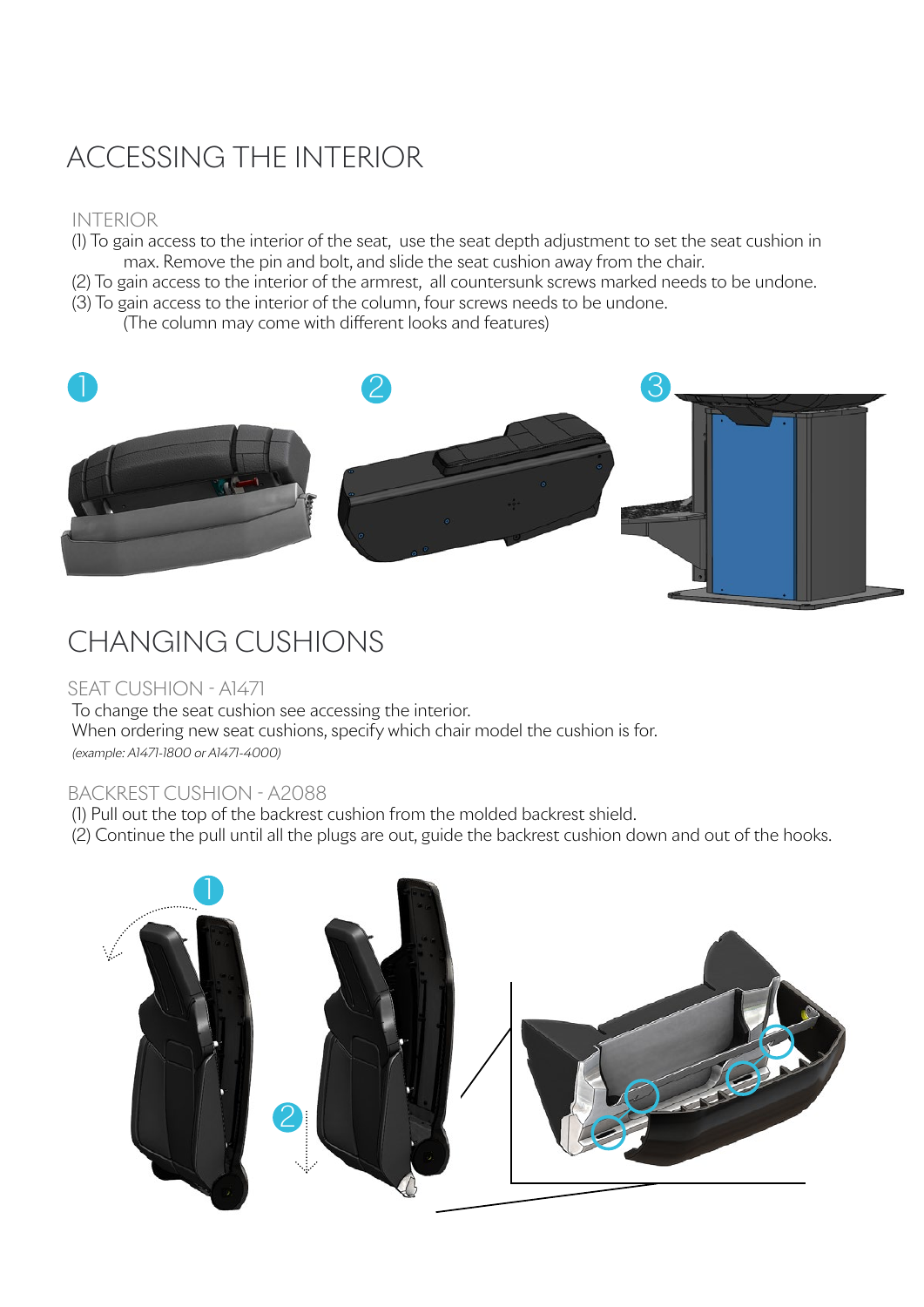# ACCESSING THE INTERIOR

### INTERIOR

(1) To gain access to the interior of the seat, use the seat depth adjustment to set the seat cushion in max. Remove the pin and bolt, and slide the seat cushion away from the chair.
(2) To gain access to the interior of the armrest, all countersunk screws marked needs to be undone.
(3) To gain access to the interior of the column, four screws needs to be undone.
(The column may come with different looks and features)

# CHANGING CUSHIONS

### SEAT CUSHION - A1471

To change the seat cushion see accessing the interior.
When ordering new seat cushions, specify which chair model the cushion is for.
*(example: A1471-1800 or A1471-4000)*

### BACKREST CUSHION - A2088

(1) Pull out the top of the backrest cushion from the molded backrest shield.
(2) Continue the pull until all the plugs are out, guide the backrest cushion down and out of the hooks.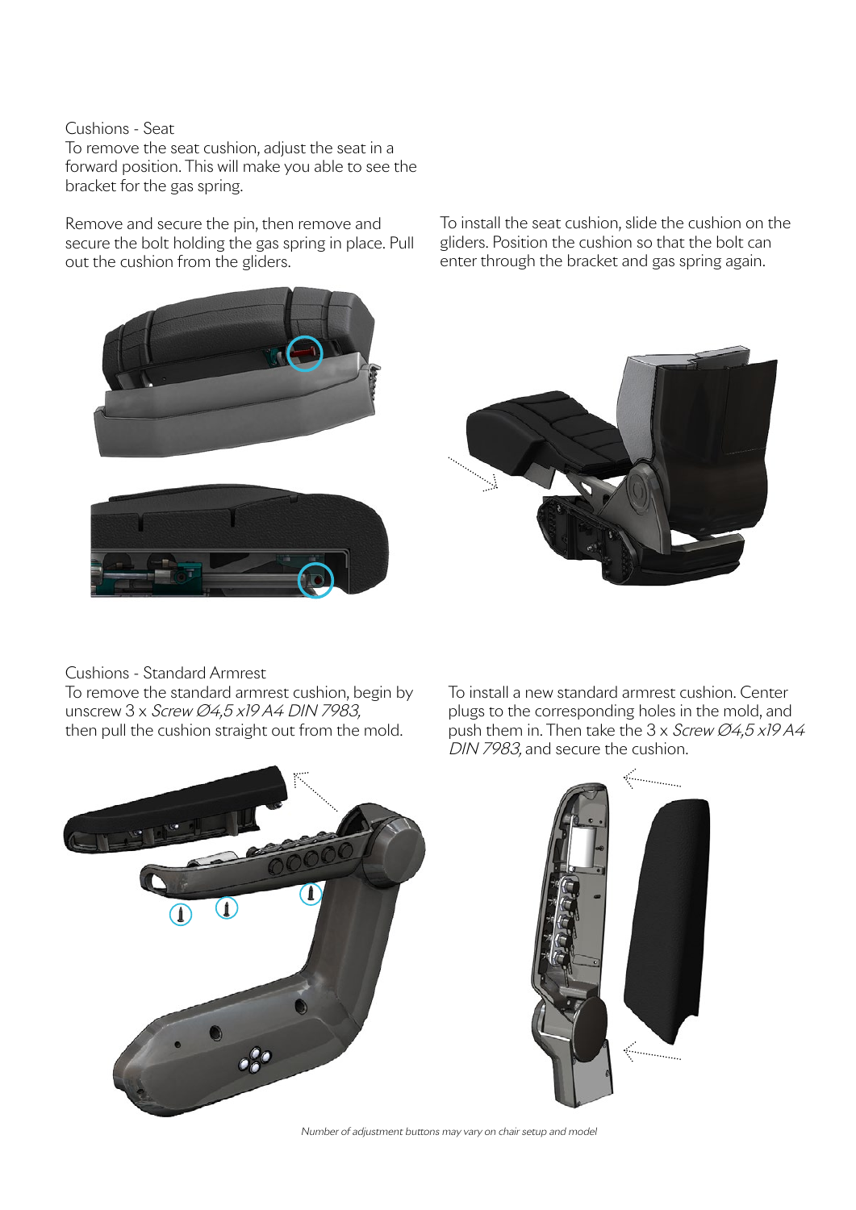## Cushions - Seat

To remove the seat cushion, adjust the seat in a forward position. This will make you able to see the bracket for the gas spring.

Remove and secure the pin, then remove and secure the bolt holding the gas spring in place. Pull out the cushion from the gliders.

To install the seat cushion, slide the cushion on the gliders. Position the cushion so that the bolt can enter through the bracket and gas spring again.

## Cushions - Standard Armrest

To remove the standard armrest cushion, begin by unscrew 3 x *Screw Ø4,5 x19 A4 DIN 7983,* then pull the cushion straight out from the mold.

To install a new standard armrest cushion. Center plugs to the corresponding holes in the mold, and push them in. Then take the 3 x *Screw Ø4,5 x19 A4 DIN 7983,* and secure the cushion.

*Number of adjustment buttons may vary on chair setup and model*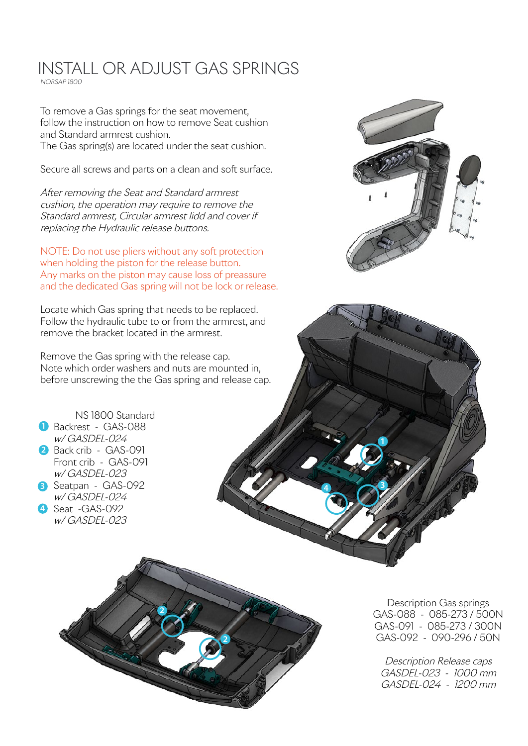# INSTALL OR ADJUST GAS SPRINGS

*NORSAP 1800*

To remove a Gas springs for the seat movement, follow the instruction on how to remove Seat cushion and Standard armrest cushion.
The Gas spring(s) are located under the seat cushion.

Secure all screws and parts on a clean and soft surface.

*After removing the Seat and Standard armrest cushion, the operation may require to remove the Standard armrest, Circular armrest lidd and cover if replacing the Hydraulic release buttons.*

NOTE: Do not use pliers without any soft protection when holding the piston for the release button.
Any marks on the piston may cause loss of preassure and the dedicated Gas spring will not be lock or release.

Locate which Gas spring that needs to be replaced. Follow the hydraulic tube to or from the armrest, and remove the bracket located in the armrest.

Remove the Gas spring with the release cap.
Note which order washers and nuts are mounted in, before unscrewing the the Gas spring and release cap.

NS 1800 Standard

1. Backrest - GAS-088
   *w/ GASDEL-024*
2. Back crib - GAS-091
   Front crib - GAS-091
   *w/ GASDEL-023*
3. Seatpan - GAS-092
   *w/ GASDEL-024*
4. Seat -GAS-092
   *w/ GASDEL-023*

Description Gas springs
GAS-088 - 085-273 / 500N
GAS-091 - 085-273 / 300N
GAS-092 - 090-296 / 50N

*Description Release caps*
*GASDEL-023 - 1000 mm*
*GASDEL-024 - 1200 mm*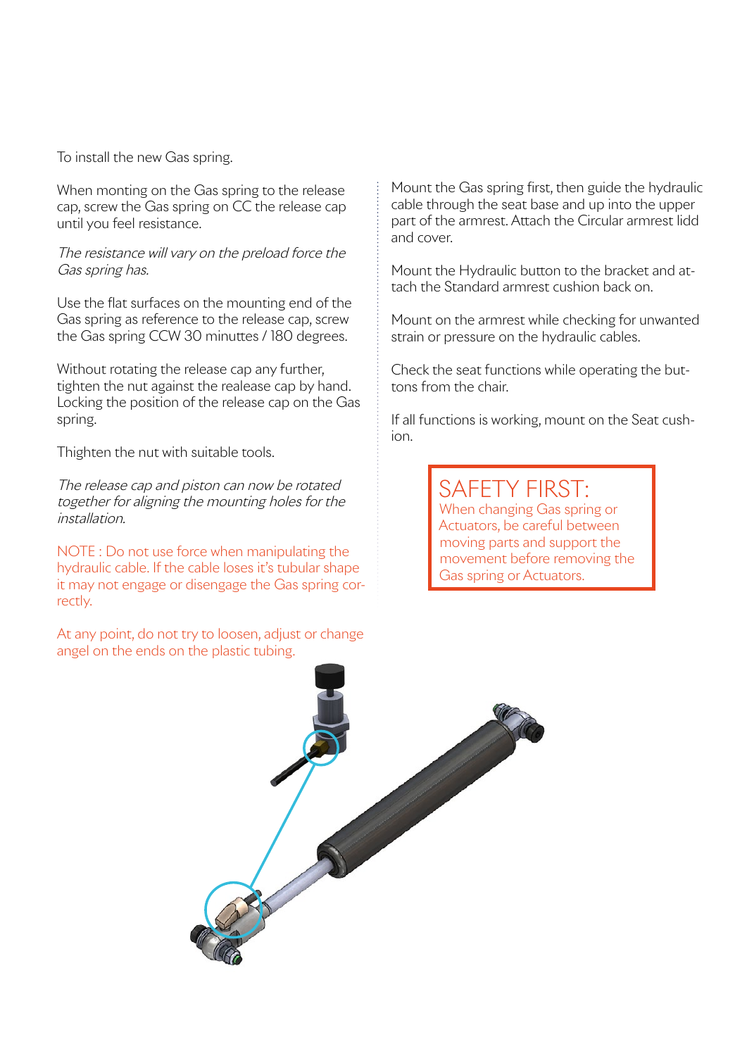To install the new Gas spring.

When monting on the Gas spring to the release cap, screw the Gas spring on CC the release cap until you feel resistance.

*The resistance will vary on the preload force the Gas spring has.*

Use the flat surfaces on the mounting end of the Gas spring as reference to the release cap, screw the Gas spring CCW 30 minuttes / 180 degrees.

Without rotating the release cap any further, tighten the nut against the realease cap by hand. Locking the position of the release cap on the Gas spring.

Thighten the nut with suitable tools.

*The release cap and piston can now be rotated together for aligning the mounting holes for the installation.*

NOTE : Do not use force when manipulating the hydraulic cable. If the cable loses it's tubular shape it may not engage or disengage the Gas spring correctly.

At any point, do not try to loosen, adjust or change angel on the ends on the plastic tubing.

Mount the Gas spring first, then guide the hydraulic cable through the seat base and up into the upper part of the armrest. Attach the Circular armrest lidd and cover.

Mount the Hydraulic button to the bracket and attach the Standard armrest cushion back on.

Mount on the armrest while checking for unwanted strain or pressure on the hydraulic cables.

Check the seat functions while operating the buttons from the chair.

If all functions is working, mount on the Seat cushion.

## SAFETY FIRST:

When changing Gas spring or Actuators, be careful between moving parts and support the movement before removing the Gas spring or Actuators.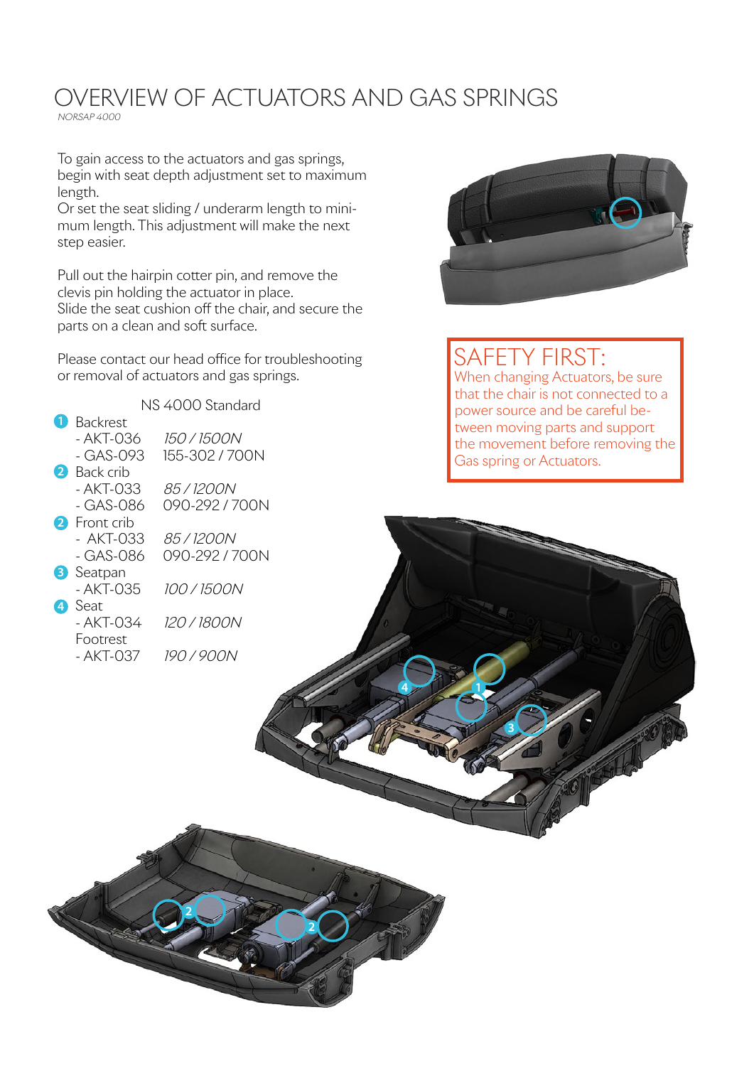# OVERVIEW OF ACTUATORS AND GAS SPRINGS

*NORSAP 4000*

To gain access to the actuators and gas springs, begin with seat depth adjustment set to maximum length.
Or set the seat sliding / underarm length to minimum length. This adjustment will make the next step easier.

Pull out the hairpin cotter pin, and remove the clevis pin holding the actuator in place.
Slide the seat cushion off the chair, and secure the parts on a clean and soft surface.

Please contact our head office for troubleshooting or removal of actuators and gas springs.

| | NS 4000 Standard |
|---|---|
| **1** Backrest | |
| - AKT-036 | *150 / 1500N* |
| - GAS-093 | 155-302 / 700N |
| **2** Back crib | |
| - AKT-033 | *85 / 1200N* |
| - GAS-086 | 090-292 / 700N |
| **2** Front crib | |
| - AKT-033 | *85 / 1200N* |
| - GAS-086 | 090-292 / 700N |
| **3** Seatpan | |
| - AKT-035 | *100 / 1500N* |
| **4** Seat | |
| - AKT-034 | *120 / 1800N* |
| Footrest | |
| - AKT-037 | *190 / 900N* |

## SAFETY FIRST:

When changing Actuators, be sure that the chair is not connected to a power source and be careful between moving parts and support the movement before removing the Gas spring or Actuators.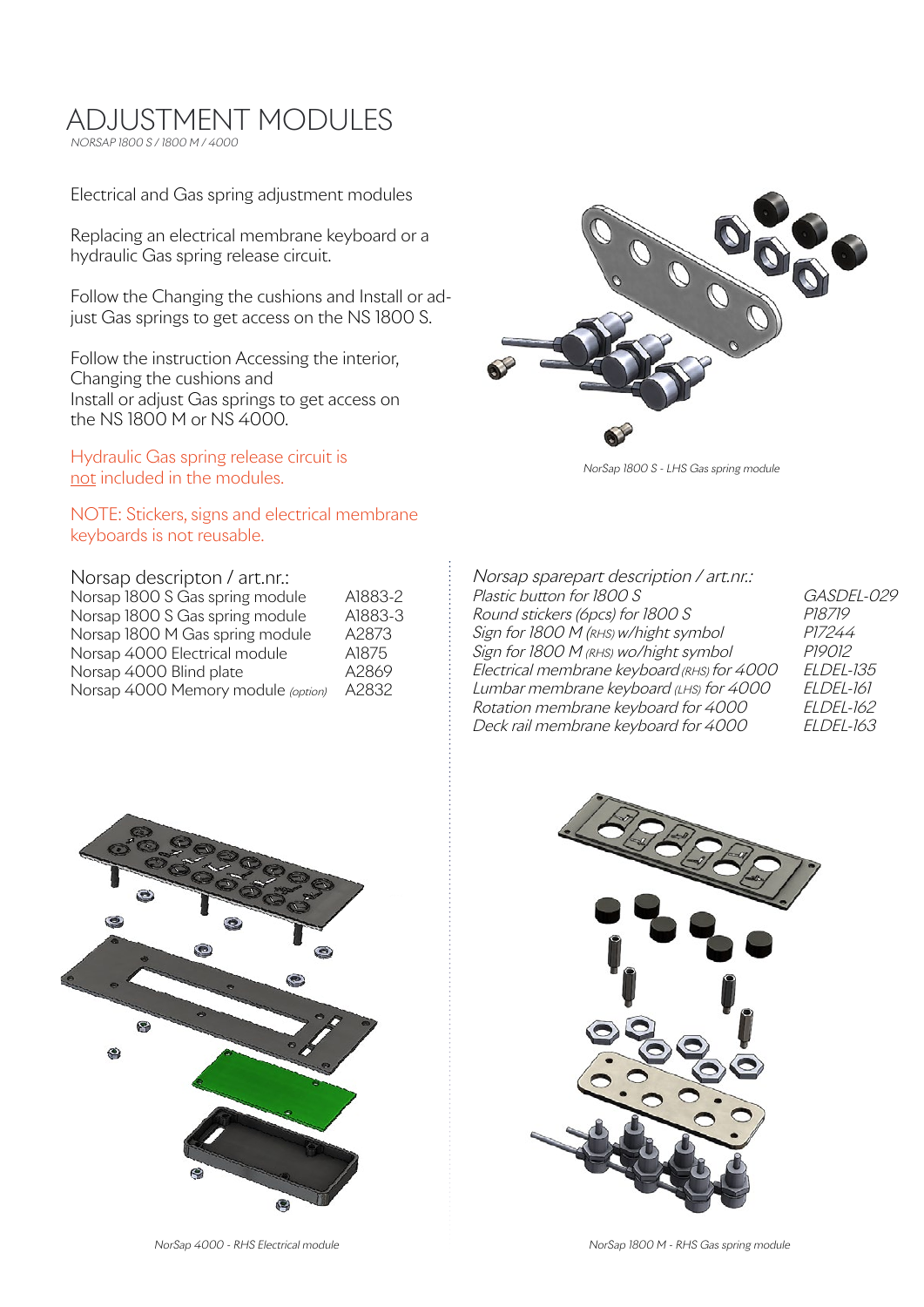# ADJUSTMENT MODULES

*NORSAP 1800 S / 1800 M / 4000*

Electrical and Gas spring adjustment modules

Replacing an electrical membrane keyboard or a hydraulic Gas spring release circuit.

Follow the Changing the cushions and Install or adjust Gas springs to get access on the NS 1800 S.

Follow the instruction Accessing the interior, Changing the cushions and Install or adjust Gas springs to get access on the NS 1800 M or NS 4000.

Hydraulic Gas spring release circuit is not included in the modules.

NOTE: Stickers, signs and electrical membrane keyboards is not reusable.

*NorSap 1800 S - LHS Gas spring module*

| Norsap descripton / art.nr.: | |
|---|---|
| Norsap 1800 S Gas spring module | A1883-2 |
| Norsap 1800 S Gas spring module | A1883-3 |
| Norsap 1800 M Gas spring module | A2873 |
| Norsap 4000 Electrical module | A1875 |
| Norsap 4000 Blind plate | A2869 |
| Norsap 4000 Memory module *(option)* | A2832 |

| *Norsap sparepart description / art.nr.:* | |
|---|---|
| *Plastic button for 1800 S* | *GASDEL-029* |
| *Round stickers (6pcs) for 1800 S* | *P18719* |
| *Sign for 1800 M (RHS) w/hight symbol* | *P17244* |
| *Sign for 1800 M (RHS) wo/hight symbol* | *P19012* |
| *Electrical membrane keyboard (RHS) for 4000* | *ELDEL-135* |
| *Lumbar membrane keyboard (LHS) for 4000* | *ELDEL-161* |
| *Rotation membrane keyboard for 4000* | *ELDEL-162* |
| *Deck rail membrane keyboard for 4000* | *ELDEL-163* |

*NorSap 4000 - RHS Electrical module*

*NorSap 1800 M - RHS Gas spring module*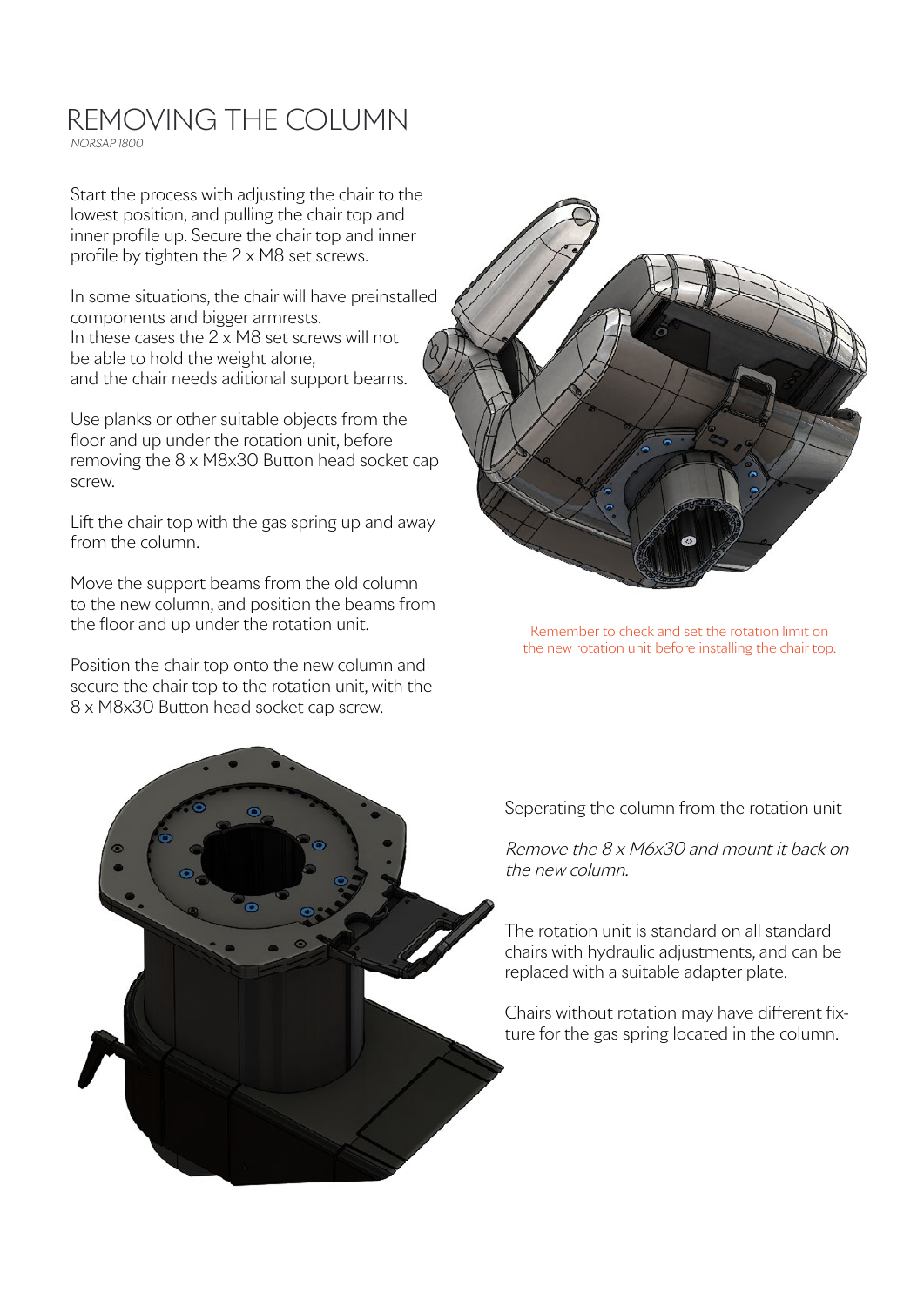# REMOVING THE COLUMN

*NORSAP 1800*

Start the process with adjusting the chair to the lowest position, and pulling the chair top and inner profile up. Secure the chair top and inner profile by tighten the 2 x M8 set screws.

In some situations, the chair will have preinstalled components and bigger armrests.
In these cases the 2 x M8 set screws will not be able to hold the weight alone,
and the chair needs aditional support beams.

Use planks or other suitable objects from the floor and up under the rotation unit, before removing the 8 x M8x30 Button head socket cap screw.

Lift the chair top with the gas spring up and away from the column.

Move the support beams from the old column to the new column, and position the beams from the floor and up under the rotation unit.

Position the chair top onto the new column and secure the chair top to the rotation unit, with the 8 x M8x30 Button head socket cap screw.

Remember to check and set the rotation limit on the new rotation unit before installing the chair top.

Seperating the column from the rotation unit

*Remove the 8 x M6x30 and mount it back on the new column.*

The rotation unit is standard on all standard chairs with hydraulic adjustments, and can be replaced with a suitable adapter plate.

Chairs without rotation may have different fixture for the gas spring located in the column.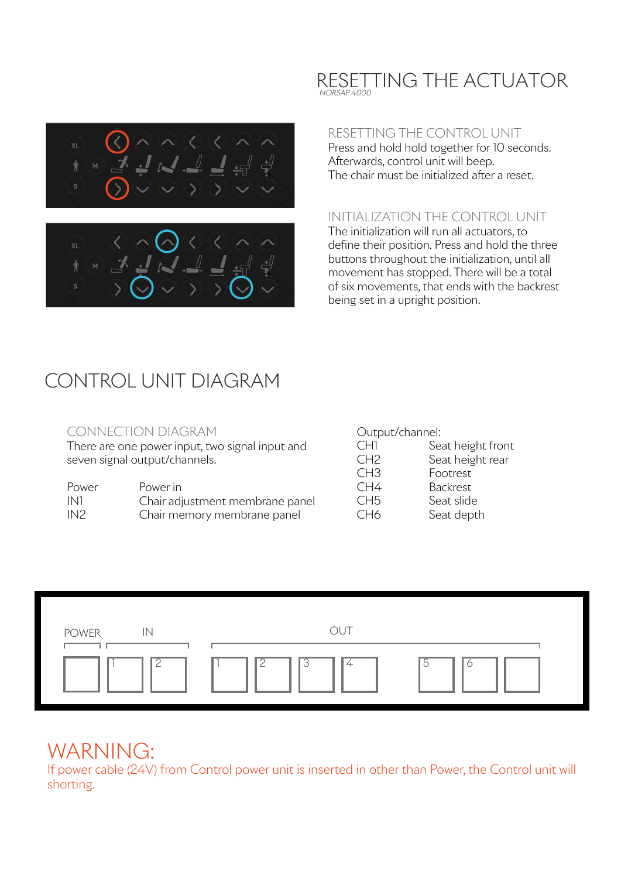# RESETTING THE ACTUATOR

*NORSAP 4000*

## RESETTING THE CONTROL UNIT

Press and hold hold together for 10 seconds.
Afterwards, control unit will beep.
The chair must be initialized after a reset.

## INITIALIZATION THE CONTROL UNIT

The initialization will run all actuators, to define their position. Press and hold the three buttons throughout the initialization, until all movement has stopped. There will be a total of six movements, that ends with the backrest being set in a upright position.

# CONTROL UNIT DIAGRAM

## CONNECTION DIAGRAM

There are one power input, two signal input and seven signal output/channels.

| | |
|---|---|
| Power | Power in |
| IN1 | Chair adjustment membrane panel |
| IN2 | Chair memory membrane panel |

Output/channel:

| | |
|---|---|
| CH1 | Seat height front |
| CH2 | Seat height rear |
| CH3 | Footrest |
| CH4 | Backrest |
| CH5 | Seat slide |
| CH6 | Seat depth |

POWER IN OUT

1 2 1 2 3 4 5 6

## WARNING:

If power cable (24V) from Control power unit is inserted in other than Power, the Control unit will shorting.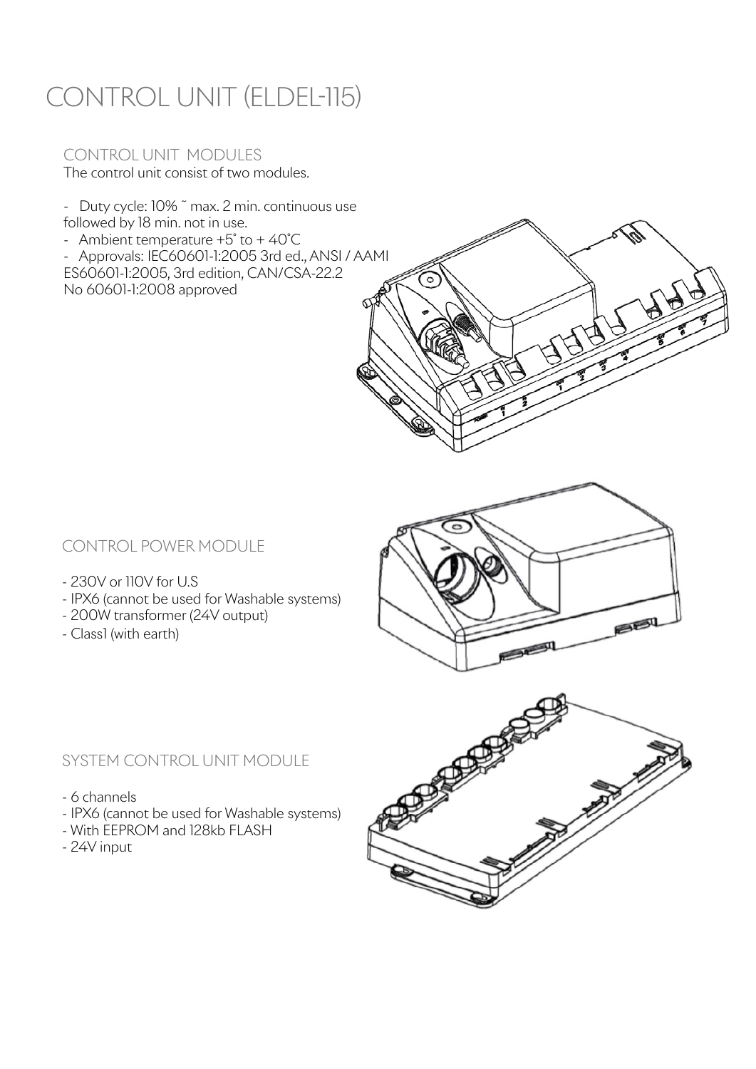# CONTROL UNIT (ELDEL-115)

## CONTROL UNIT MODULES

The control unit consist of two modules.

- Duty cycle: 10% ~ max. 2 min. continuous use followed by 18 min. not in use.
- Ambient temperature +5° to + 40°C
- Approvals: IEC60601-1:2005 3rd ed., ANSI / AAMI ES60601-1:2005, 3rd edition, CAN/CSA-22.2 No 60601-1:2008 approved

## CONTROL POWER MODULE

- 230V or 110V for U.S
- IPX6 (cannot be used for Washable systems)
- 200W transformer (24V output)
- Class1 (with earth)

## SYSTEM CONTROL UNIT MODULE

- 6 channels
- IPX6 (cannot be used for Washable systems)
- With EEPROM and 128kb FLASH
- 24V input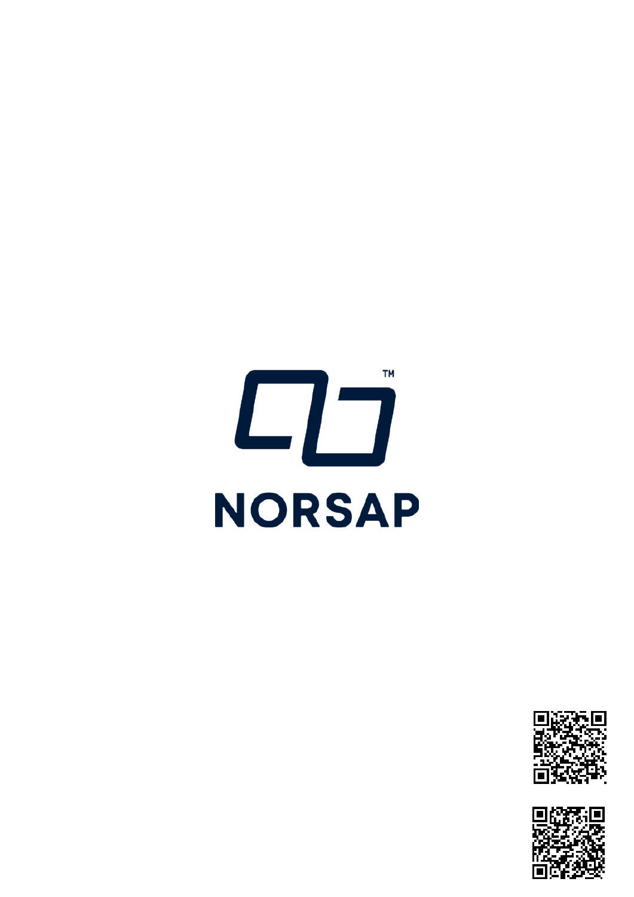NORSAP